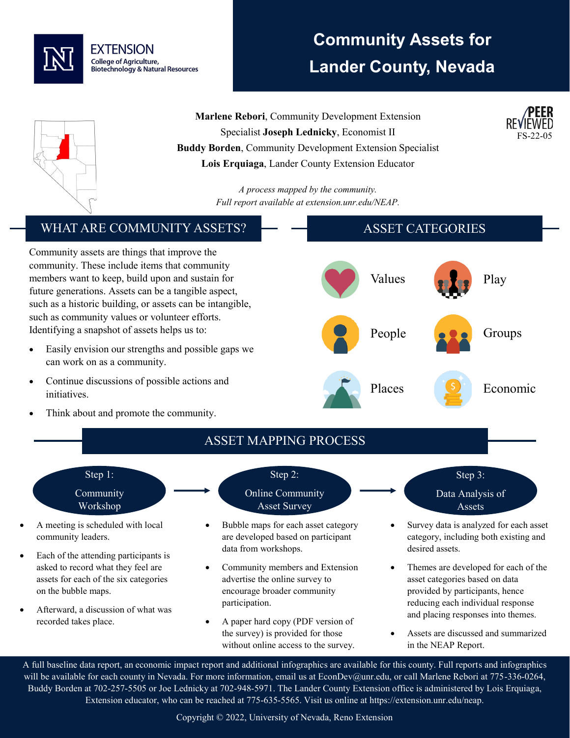EXTENSION
College of Agriculture, Biotechnology & Natural Resources

# Community Assets for Lander County, Nevada

PEER REVIEWED
FS-22-05

**Marlene Rebori**, Community Development Extension Specialist **Joseph Lednicky**, Economist II
**Buddy Borden**, Community Development Extension Specialist
**Lois Erquiaga**, Lander County Extension Educator

*A process mapped by the community.*
*Full report available at extension.unr.edu/NEAP.*

## WHAT ARE COMMUNITY ASSETS?

Community assets are things that improve the community. These include items that community members want to keep, build upon and sustain for future generations. Assets can be a tangible aspect, such as a historic building, or assets can be intangible, such as community values or volunteer efforts. Identifying a snapshot of assets helps us to:

- Easily envision our strengths and possible gaps we can work on as a community.
- Continue discussions of possible actions and initiatives.
- Think about and promote the community.

## ASSET CATEGORIES

- Values
- Play
- People
- Groups
- Places
- Economic

## ASSET MAPPING PROCESS

### Step 1: Community Workshop

- A meeting is scheduled with local community leaders.
- Each of the attending participants is asked to record what they feel are assets for each of the six categories on the bubble maps.
- Afterward, a discussion of what was recorded takes place.

### Step 2: Online Community Asset Survey

- Bubble maps for each asset category are developed based on participant data from workshops.
- Community members and Extension advertise the online survey to encourage broader community participation.
- A paper hard copy (PDF version of the survey) is provided for those without online access to the survey.

### Step 3: Data Analysis of Assets

- Survey data is analyzed for each asset category, including both existing and desired assets.
- Themes are developed for each of the asset categories based on data provided by participants, hence reducing each individual response and placing responses into themes.
- Assets are discussed and summarized in the NEAP Report.

A full baseline data report, an economic impact report and additional infographics are available for this county. Full reports and infographics will be available for each county in Nevada. For more information, email us at EconDev@unr.edu, or call Marlene Rebori at 775-336-0264, Buddy Borden at 702-257-5505 or Joe Lednicky at 702-948-5971. The Lander County Extension office is administered by Lois Erquiaga, Extension educator, who can be reached at 775-635-5565. Visit us online at https://extension.unr.edu/neap.

Copyright © 2022, University of Nevada, Reno Extension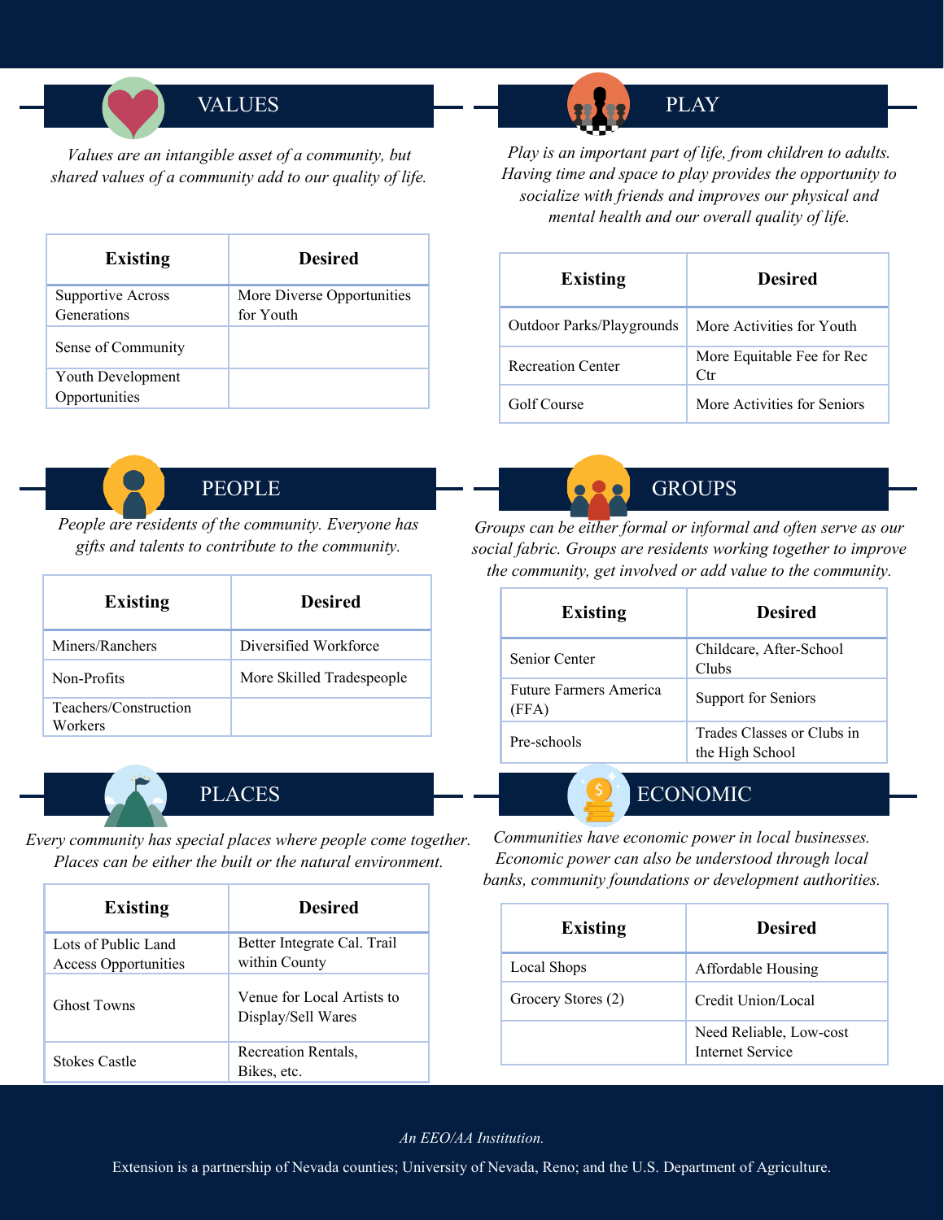## VALUES

*Values are an intangible asset of a community, but shared values of a community add to our quality of life.*

| Existing | Desired |
|---|---|
| Supportive Across Generations | More Diverse Opportunities for Youth |
| Sense of Community | |
| Youth Development Opportunities | |

## PLAY

*Play is an important part of life, from children to adults. Having time and space to play provides the opportunity to socialize with friends and improves our physical and mental health and our overall quality of life.*

| Existing | Desired |
|---|---|
| Outdoor Parks/Playgrounds | More Activities for Youth |
| Recreation Center | More Equitable Fee for Rec Ctr |
| Golf Course | More Activities for Seniors |

## PEOPLE

*People are residents of the community. Everyone has gifts and talents to contribute to the community.*

| Existing | Desired |
|---|---|
| Miners/Ranchers | Diversified Workforce |
| Non-Profits | More Skilled Tradespeople |
| Teachers/Construction Workers | |

## GROUPS

*Groups can be either formal or informal and often serve as our social fabric. Groups are residents working together to improve the community, get involved or add value to the community.*

| Existing | Desired |
|---|---|
| Senior Center | Childcare, After-School Clubs |
| Future Farmers America (FFA) | Support for Seniors |
| Pre-schools | Trades Classes or Clubs in the High School |

## PLACES

*Every community has special places where people come together. Places can be either the built or the natural environment.*

| Existing | Desired |
|---|---|
| Lots of Public Land Access Opportunities | Better Integrate Cal. Trail within County |
| Ghost Towns | Venue for Local Artists to Display/Sell Wares |
| Stokes Castle | Recreation Rentals, Bikes, etc. |

## ECONOMIC

*Communities have economic power in local businesses. Economic power can also be understood through local banks, community foundations or development authorities.*

| Existing | Desired |
|---|---|
| Local Shops | Affordable Housing |
| Grocery Stores (2) | Credit Union/Local |
| | Need Reliable, Low-cost Internet Service |

*An EEO/AA Institution.*

Extension is a partnership of Nevada counties; University of Nevada, Reno; and the U.S. Department of Agriculture.